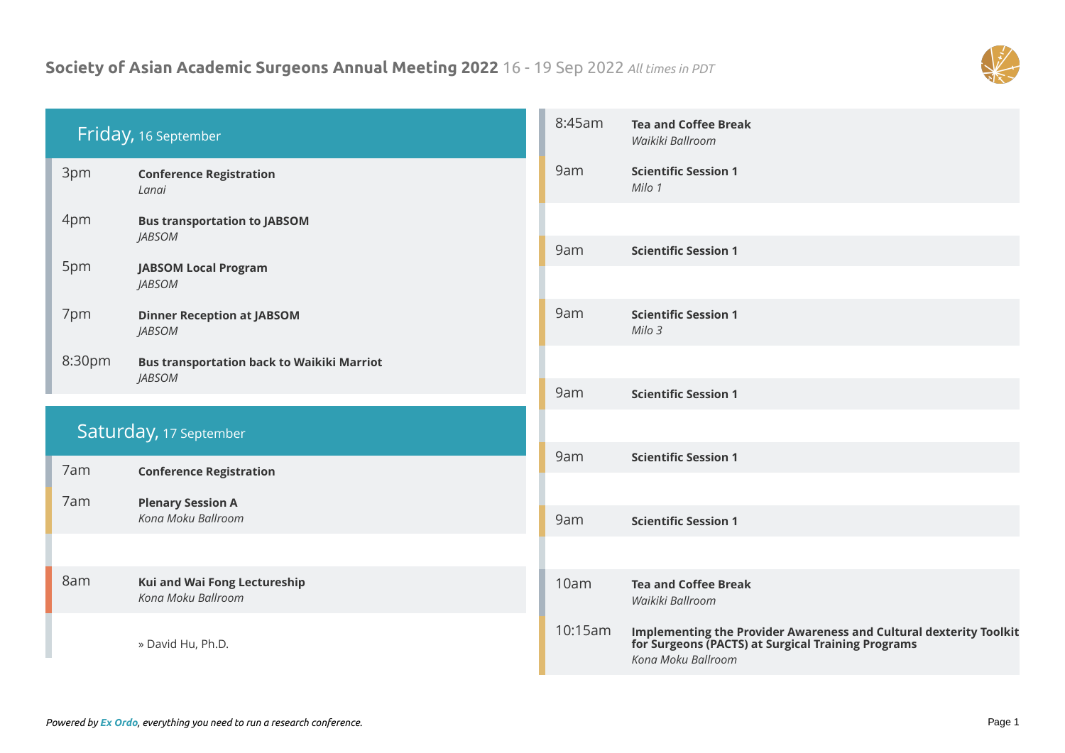# Society of Asian Academic Surgeons Annual Meeting 2022 16 - 19 Sep 2022 *All times in PDT*

## Friday, 16 September

3pm **Conference Registration**
*Lanai*

4pm **Bus transportation to JABSOM**
*JABSOM*

5pm **JABSOM Local Program**
*JABSOM*

7pm **Dinner Reception at JABSOM**
*JABSOM*

8:30pm **Bus transportation back to Waikiki Marriot**
*JABSOM*

## Saturday, 17 September

7am **Conference Registration**

7am **Plenary Session A**
*Kona Moku Ballroom*

8am **Kui and Wai Fong Lectureship**
*Kona Moku Ballroom*

» David Hu, Ph.D.

8:45am **Tea and Coffee Break**
*Waikiki Ballroom*

9am **Scientific Session 1**
*Milo 1*

9am **Scientific Session 1**

9am **Scientific Session 1**
*Milo 3*

9am **Scientific Session 1**

9am **Scientific Session 1**

9am **Scientific Session 1**

10am **Tea and Coffee Break**
*Waikiki Ballroom*

10:15am **Implementing the Provider Awareness and Cultural dexterity Toolkit for Surgeons (PACTS) at Surgical Training Programs**
*Kona Moku Ballroom*

*Powered by Ex Ordo, everything you need to run a research conference.*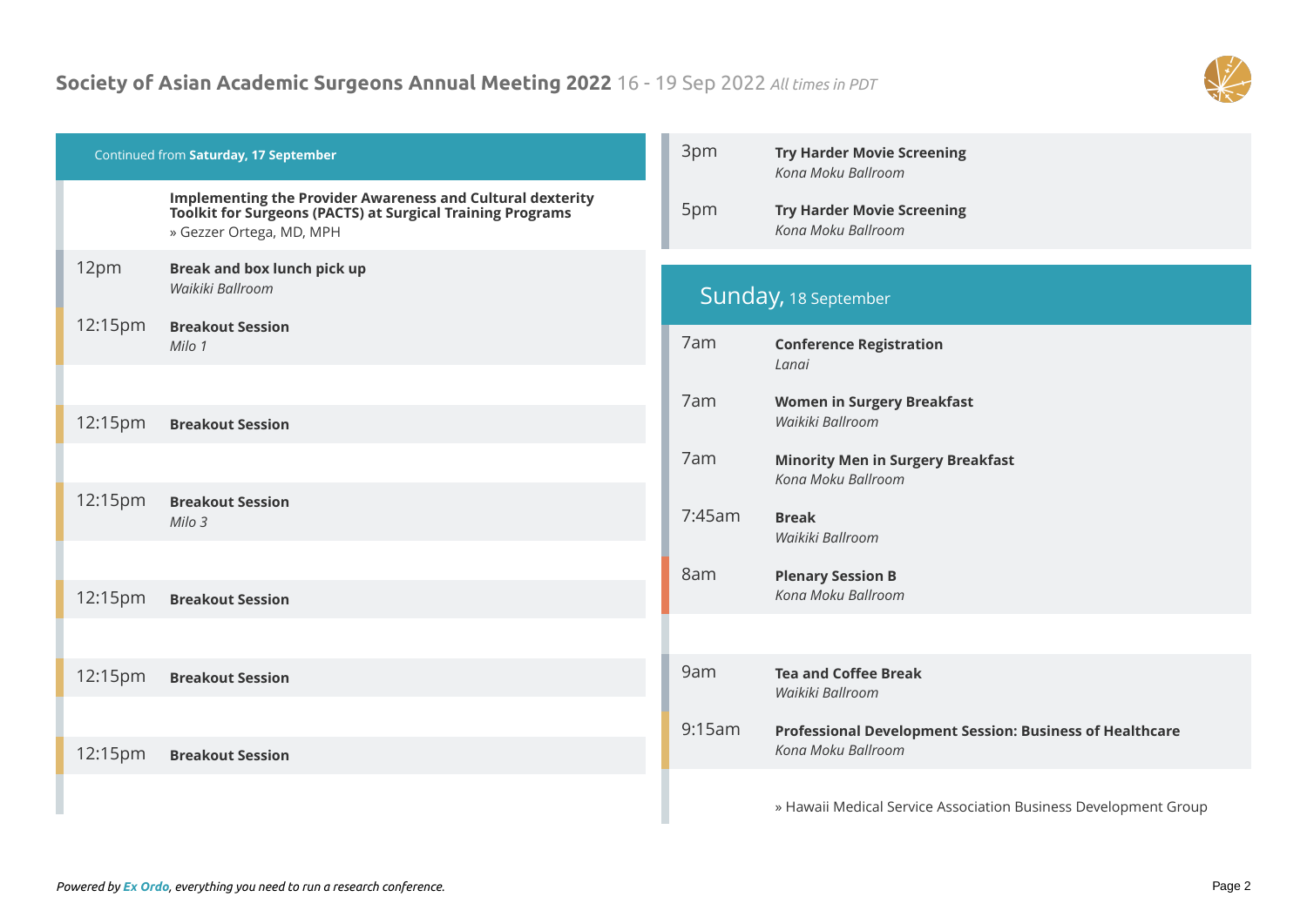Continued from **Saturday, 17 September**

**Implementing the Provider Awareness and Cultural dexterity Toolkit for Surgeons (PACTS) at Surgical Training Programs**
» Gezzer Ortega, MD, MPH

12pm **Break and box lunch pick up**
*Waikiki Ballroom*

12:15pm **Breakout Session**
*Milo 1*

12:15pm **Breakout Session**

12:15pm **Breakout Session**
*Milo 3*

12:15pm **Breakout Session**

12:15pm **Breakout Session**

12:15pm **Breakout Session**

3pm **Try Harder Movie Screening**
*Kona Moku Ballroom*

5pm **Try Harder Movie Screening**
*Kona Moku Ballroom*

## Sunday, 18 September

7am **Conference Registration**
*Lanai*

7am **Women in Surgery Breakfast**
*Waikiki Ballroom*

7am **Minority Men in Surgery Breakfast**
*Kona Moku Ballroom*

7:45am **Break**
*Waikiki Ballroom*

8am **Plenary Session B**
*Kona Moku Ballroom*

9am **Tea and Coffee Break**
*Waikiki Ballroom*

9:15am **Professional Development Session: Business of Healthcare**
*Kona Moku Ballroom*

» Hawaii Medical Service Association Business Development Group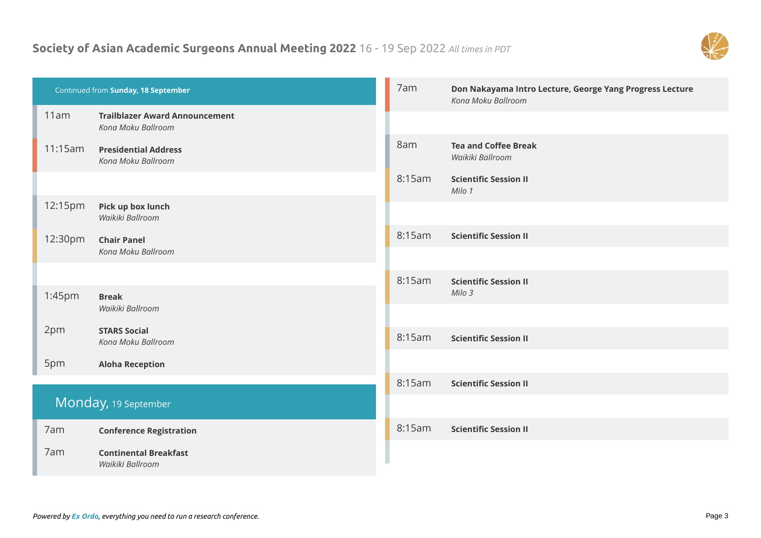Continued from **Sunday, 18 September**

- 11am — **Trailblazer Award Announcement**
  *Kona Moku Ballroom*
- 11:15am — **Presidential Address**
  *Kona Moku Ballroom*
- 12:15pm — **Pick up box lunch**
  *Waikiki Ballroom*
- 12:30pm — **Chair Panel**
  *Kona Moku Ballroom*
- 1:45pm — **Break**
  *Waikiki Ballroom*
- 2pm — **STARS Social**
  *Kona Moku Ballroom*
- 5pm — **Aloha Reception**

## Monday, 19 September

- 7am — **Conference Registration**
- 7am — **Continental Breakfast**
  *Waikiki Ballroom*
- 7am — **Don Nakayama Intro Lecture, George Yang Progress Lecture**
  *Kona Moku Ballroom*
- 8am — **Tea and Coffee Break**
  *Waikiki Ballroom*
- 8:15am — **Scientific Session II**
  *Milo 1*
- 8:15am — **Scientific Session II**
- 8:15am — **Scientific Session II**
  *Milo 3*
- 8:15am — **Scientific Session II**
- 8:15am — **Scientific Session II**
- 8:15am — **Scientific Session II**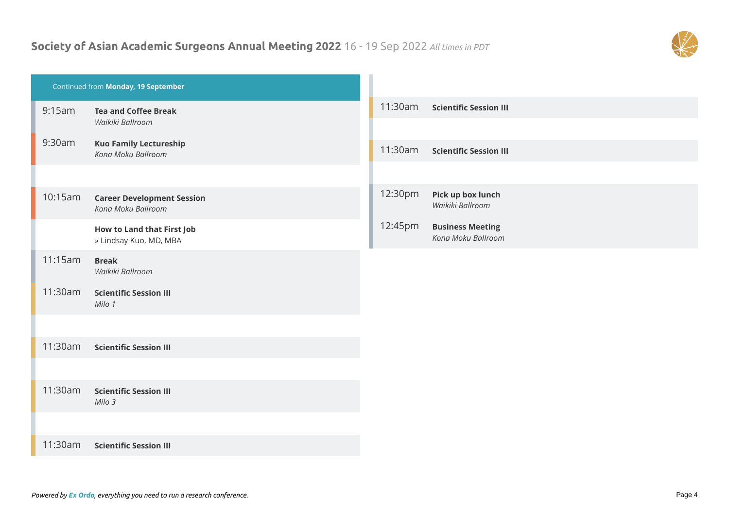Continued from **Monday, 19 September**

9:15am **Tea and Coffee Break**
*Waikiki Ballroom*

9:30am **Kuo Family Lectureship**
*Kona Moku Ballroom*

10:15am **Career Development Session**
*Kona Moku Ballroom*

**How to Land that First Job**
» Lindsay Kuo, MD, MBA

11:15am **Break**
*Waikiki Ballroom*

11:30am **Scientific Session III**
*Milo 1*

11:30am **Scientific Session III**

11:30am **Scientific Session III**
*Milo 3*

11:30am **Scientific Session III**

11:30am **Scientific Session III**

11:30am **Scientific Session III**

12:30pm **Pick up box lunch**
*Waikiki Ballroom*

12:45pm **Business Meeting**
*Kona Moku Ballroom*